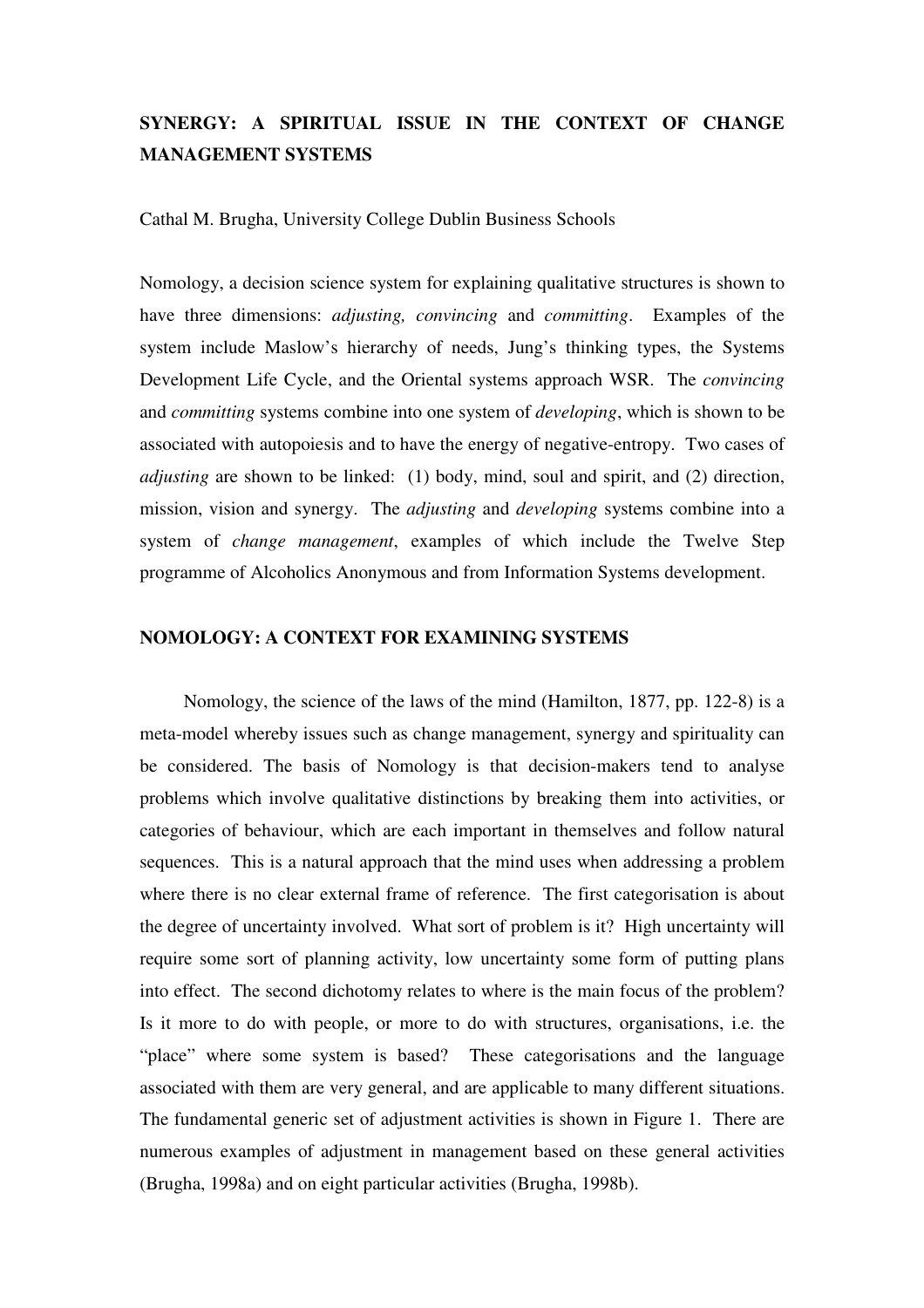# SYNERGY: A SPIRITUAL ISSUE IN THE CONTEXT OF CHANGE MANAGEMENT SYSTEMS

Cathal M. Brugha, University College Dublin Business Schools

Nomology, a decision science system for explaining qualitative structures is shown to have three dimensions: *adjusting, convincing* and *committing*. Examples of the system include Maslow's hierarchy of needs, Jung's thinking types, the Systems Development Life Cycle, and the Oriental systems approach WSR. The *convincing* and *committing* systems combine into one system of *developing*, which is shown to be associated with autopoiesis and to have the energy of negative-entropy. Two cases of *adjusting* are shown to be linked: (1) body, mind, soul and spirit, and (2) direction, mission, vision and synergy. The *adjusting* and *developing* systems combine into a system of *change management*, examples of which include the Twelve Step programme of Alcoholics Anonymous and from Information Systems development.

## NOMOLOGY: A CONTEXT FOR EXAMINING SYSTEMS

Nomology, the science of the laws of the mind (Hamilton, 1877, pp. 122-8) is a meta-model whereby issues such as change management, synergy and spirituality can be considered. The basis of Nomology is that decision-makers tend to analyse problems which involve qualitative distinctions by breaking them into activities, or categories of behaviour, which are each important in themselves and follow natural sequences. This is a natural approach that the mind uses when addressing a problem where there is no clear external frame of reference. The first categorisation is about the degree of uncertainty involved. What sort of problem is it? High uncertainty will require some sort of planning activity, low uncertainty some form of putting plans into effect. The second dichotomy relates to where is the main focus of the problem? Is it more to do with people, or more to do with structures, organisations, i.e. the "place" where some system is based? These categorisations and the language associated with them are very general, and are applicable to many different situations. The fundamental generic set of adjustment activities is shown in Figure 1. There are numerous examples of adjustment in management based on these general activities (Brugha, 1998a) and on eight particular activities (Brugha, 1998b).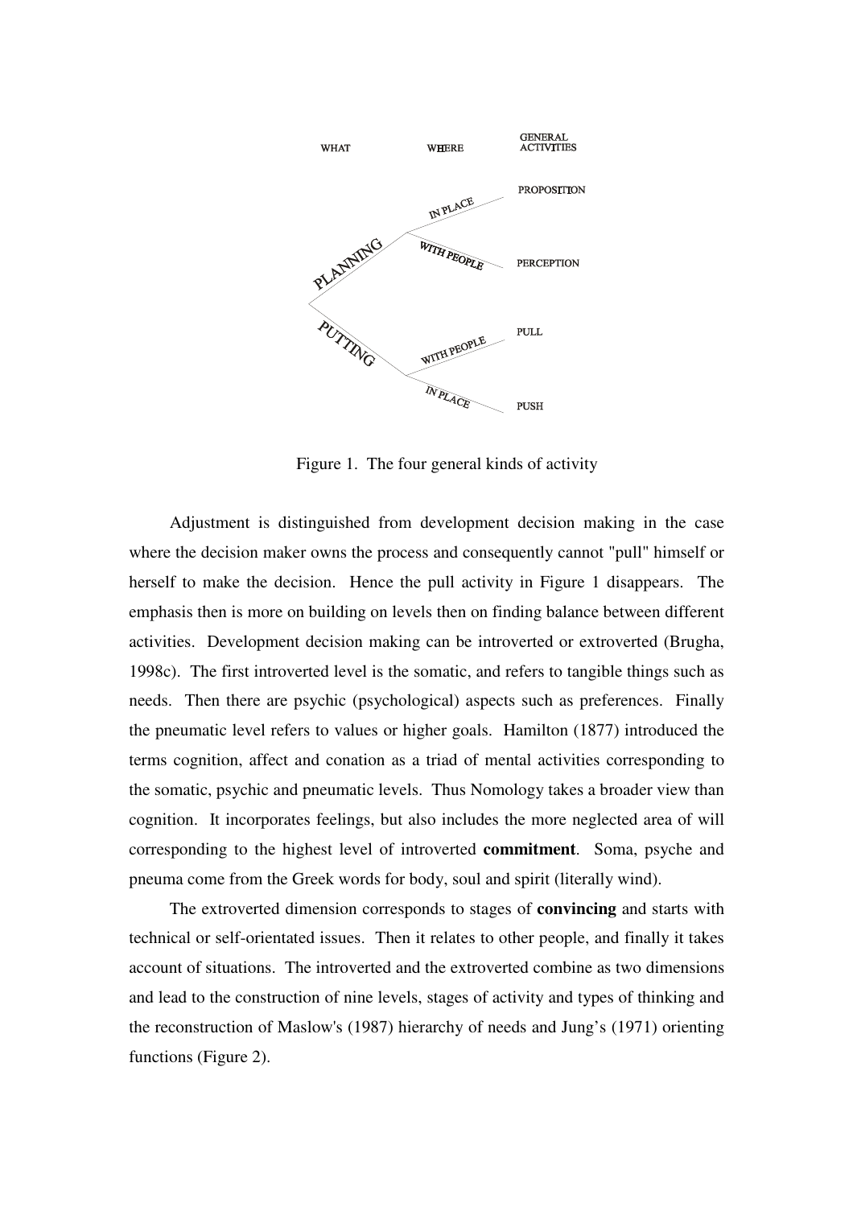| WHAT | WHERE | GENERAL ACTIVITIES |
| --- | --- | --- |
| PLANNING | IN PLACE | PROPOSITION |
| | WITH PEOPLE | PERCEPTION |
| PUTTING | WITH PEOPLE | PULL |
| | IN PLACE | PUSH |

Figure 1. The four general kinds of activity

Adjustment is distinguished from development decision making in the case where the decision maker owns the process and consequently cannot "pull" himself or herself to make the decision. Hence the pull activity in Figure 1 disappears. The emphasis then is more on building on levels then on finding balance between different activities. Development decision making can be introverted or extroverted (Brugha, 1998c). The first introverted level is the somatic, and refers to tangible things such as needs. Then there are psychic (psychological) aspects such as preferences. Finally the pneumatic level refers to values or higher goals. Hamilton (1877) introduced the terms cognition, affect and conation as a triad of mental activities corresponding to the somatic, psychic and pneumatic levels. Thus Nomology takes a broader view than cognition. It incorporates feelings, but also includes the more neglected area of will corresponding to the highest level of introverted **commitment**. Soma, psyche and pneuma come from the Greek words for body, soul and spirit (literally wind).

The extroverted dimension corresponds to stages of **convincing** and starts with technical or self-orientated issues. Then it relates to other people, and finally it takes account of situations. The introverted and the extroverted combine as two dimensions and lead to the construction of nine levels, stages of activity and types of thinking and the reconstruction of Maslow's (1987) hierarchy of needs and Jung's (1971) orienting functions (Figure 2).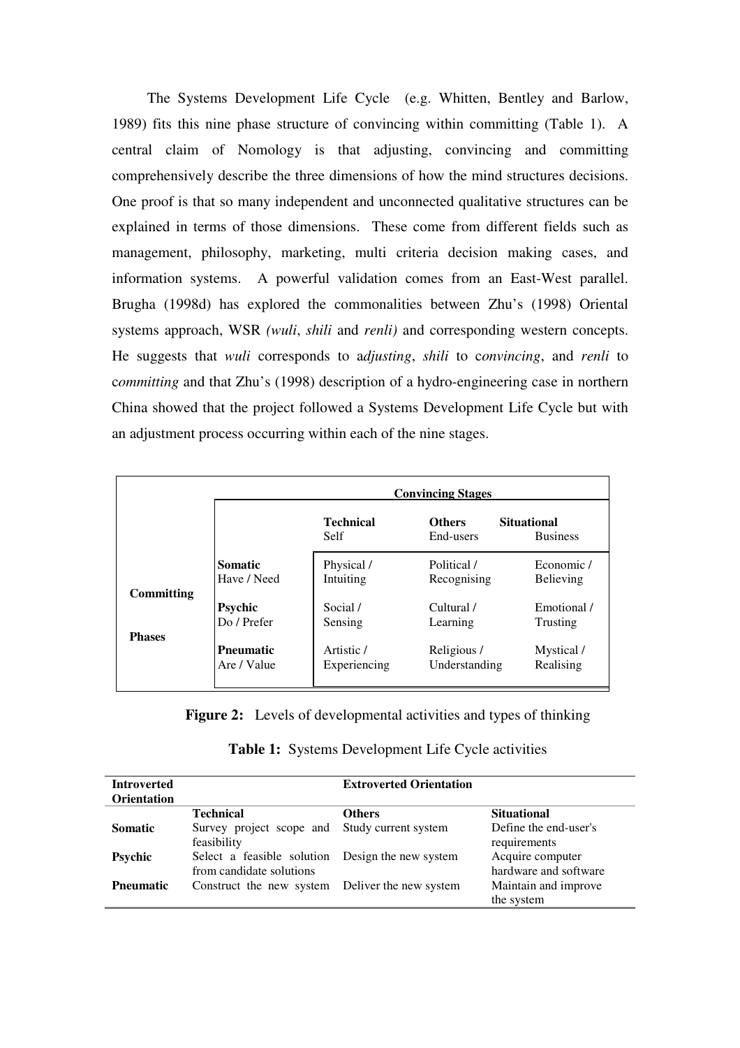The Systems Development Life Cycle (e.g. Whitten, Bentley and Barlow, 1989) fits this nine phase structure of convincing within committing (Table 1). A central claim of Nomology is that adjusting, convincing and committing comprehensively describe the three dimensions of how the mind structures decisions. One proof is that so many independent and unconnected qualitative structures can be explained in terms of those dimensions. These come from different fields such as management, philosophy, marketing, multi criteria decision making cases, and information systems. A powerful validation comes from an East-West parallel. Brugha (1998d) has explored the commonalities between Zhu's (1998) Oriental systems approach, WSR *(wuli*, *shili* and *renli)* and corresponding western concepts. He suggests that *wuli* corresponds to a*djusting*, *shili* to c*onvincing*, and *renli* to c*ommitting* and that Zhu's (1998) description of a hydro-engineering case in northern China showed that the project followed a Systems Development Life Cycle but with an adjustment process occurring within each of the nine stages.

| | | **Convincing Stages** | | |
|---|---|---|---|---|
| | | **Technical** Self | **Others** End-users | **Situational** Business |
| **Committing Phases** | **Somatic** Have / Need | Physical / Intuiting | Political / Recognising | Economic / Believing |
| | **Psychic** Do / Prefer | Social / Sensing | Cultural / Learning | Emotional / Trusting |
| | **Pneumatic** Are / Value | Artistic / Experiencing | Religious / Understanding | Mystical / Realising |

**Figure 2:** Levels of developmental activities and types of thinking

**Table 1:** Systems Development Life Cycle activities

| **Introverted Orientation** | **Extroverted Orientation** | | |
|---|---|---|---|
| | **Technical** | **Others** | **Situational** |
| **Somatic** | Survey project scope and feasibility | Study current system | Define the end-user's requirements |
| **Psychic** | Select a feasible solution from candidate solutions | Design the new system | Acquire computer hardware and software |
| **Pneumatic** | Construct the new system | Deliver the new system | Maintain and improve the system |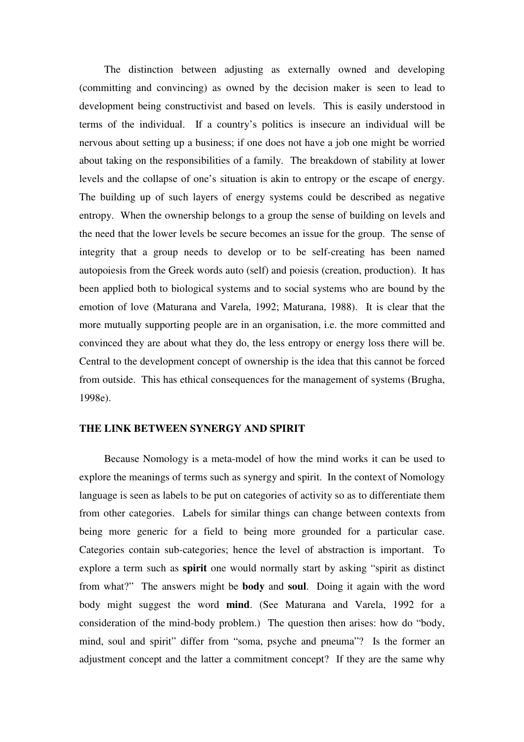The distinction between adjusting as externally owned and developing (committing and convincing) as owned by the decision maker is seen to lead to development being constructivist and based on levels. This is easily understood in terms of the individual. If a country's politics is insecure an individual will be nervous about setting up a business; if one does not have a job one might be worried about taking on the responsibilities of a family. The breakdown of stability at lower levels and the collapse of one's situation is akin to entropy or the escape of energy. The building up of such layers of energy systems could be described as negative entropy. When the ownership belongs to a group the sense of building on levels and the need that the lower levels be secure becomes an issue for the group. The sense of integrity that a group needs to develop or to be self-creating has been named autopoiesis from the Greek words auto (self) and poiesis (creation, production). It has been applied both to biological systems and to social systems who are bound by the emotion of love (Maturana and Varela, 1992; Maturana, 1988). It is clear that the more mutually supporting people are in an organisation, i.e. the more committed and convinced they are about what they do, the less entropy or energy loss there will be. Central to the development concept of ownership is the idea that this cannot be forced from outside. This has ethical consequences for the management of systems (Brugha, 1998e).

## THE LINK BETWEEN SYNERGY AND SPIRIT

Because Nomology is a meta-model of how the mind works it can be used to explore the meanings of terms such as synergy and spirit. In the context of Nomology language is seen as labels to be put on categories of activity so as to differentiate them from other categories. Labels for similar things can change between contexts from being more generic for a field to being more grounded for a particular case. Categories contain sub-categories; hence the level of abstraction is important. To explore a term such as **spirit** one would normally start by asking "spirit as distinct from what?" The answers might be **body** and **soul**. Doing it again with the word body might suggest the word **mind**. (See Maturana and Varela, 1992 for a consideration of the mind-body problem.) The question then arises: how do "body, mind, soul and spirit" differ from "soma, psyche and pneuma"? Is the former an adjustment concept and the latter a commitment concept? If they are the same why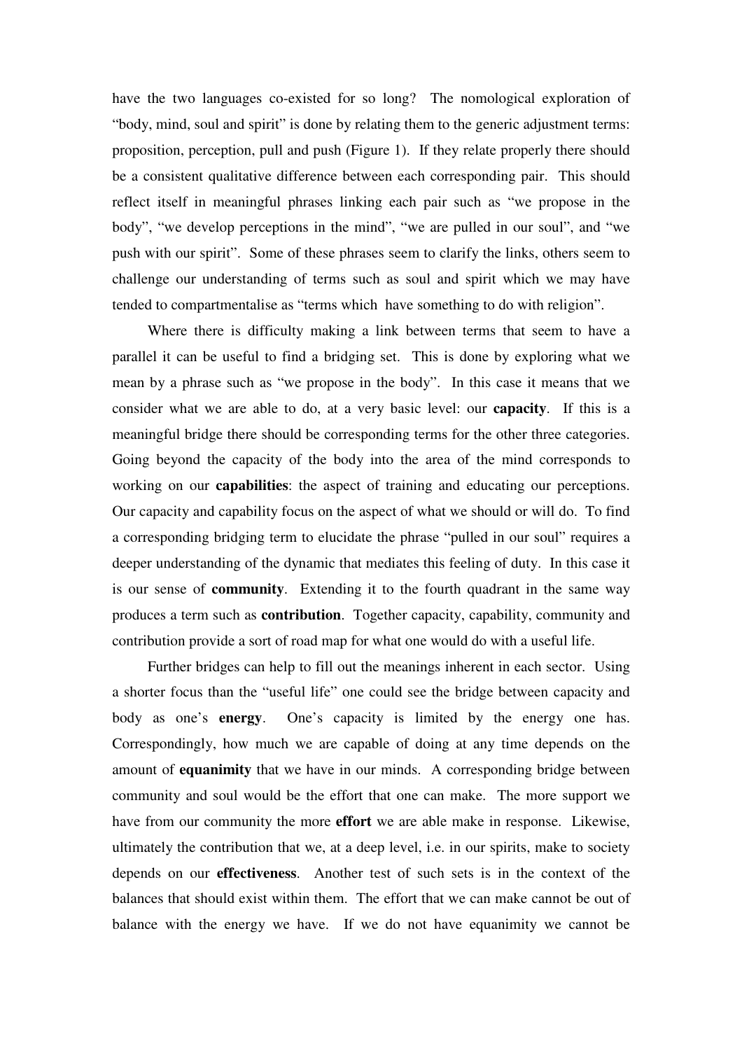have the two languages co-existed for so long? The nomological exploration of "body, mind, soul and spirit" is done by relating them to the generic adjustment terms: proposition, perception, pull and push (Figure 1). If they relate properly there should be a consistent qualitative difference between each corresponding pair. This should reflect itself in meaningful phrases linking each pair such as "we propose in the body", "we develop perceptions in the mind", "we are pulled in our soul", and "we push with our spirit". Some of these phrases seem to clarify the links, others seem to challenge our understanding of terms such as soul and spirit which we may have tended to compartmentalise as "terms which have something to do with religion".

Where there is difficulty making a link between terms that seem to have a parallel it can be useful to find a bridging set. This is done by exploring what we mean by a phrase such as "we propose in the body". In this case it means that we consider what we are able to do, at a very basic level: our **capacity**. If this is a meaningful bridge there should be corresponding terms for the other three categories. Going beyond the capacity of the body into the area of the mind corresponds to working on our **capabilities**: the aspect of training and educating our perceptions. Our capacity and capability focus on the aspect of what we should or will do. To find a corresponding bridging term to elucidate the phrase "pulled in our soul" requires a deeper understanding of the dynamic that mediates this feeling of duty. In this case it is our sense of **community**. Extending it to the fourth quadrant in the same way produces a term such as **contribution**. Together capacity, capability, community and contribution provide a sort of road map for what one would do with a useful life.

Further bridges can help to fill out the meanings inherent in each sector. Using a shorter focus than the "useful life" one could see the bridge between capacity and body as one's **energy**. One's capacity is limited by the energy one has. Correspondingly, how much we are capable of doing at any time depends on the amount of **equanimity** that we have in our minds. A corresponding bridge between community and soul would be the effort that one can make. The more support we have from our community the more **effort** we are able make in response. Likewise, ultimately the contribution that we, at a deep level, i.e. in our spirits, make to society depends on our **effectiveness**. Another test of such sets is in the context of the balances that should exist within them. The effort that we can make cannot be out of balance with the energy we have. If we do not have equanimity we cannot be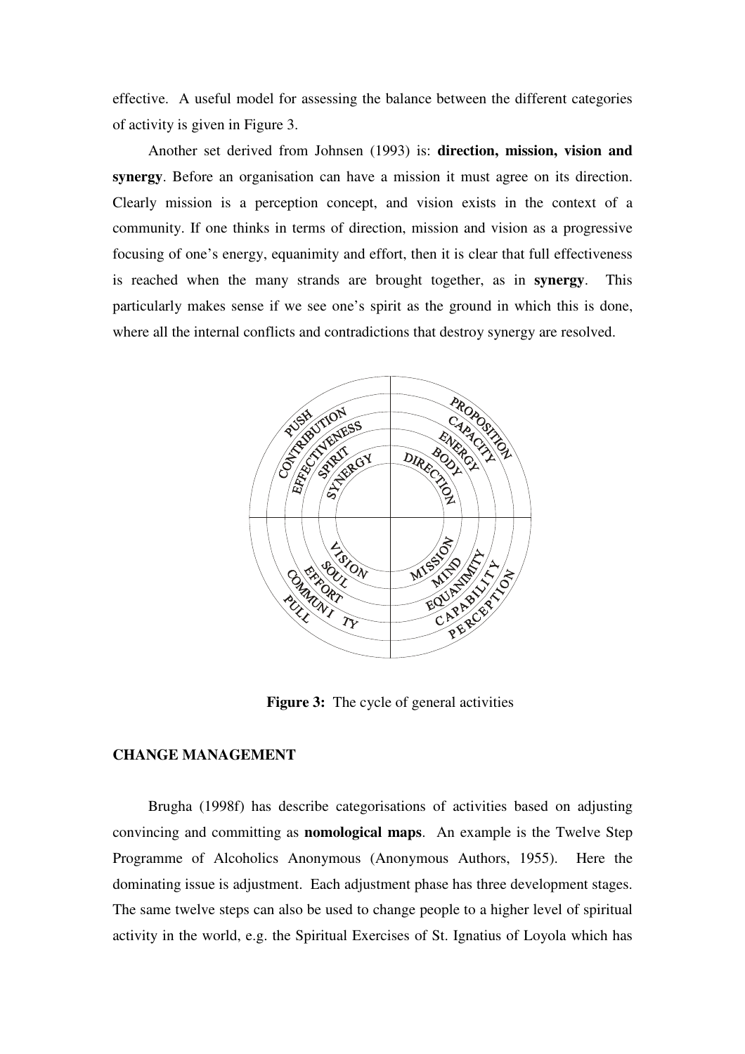effective. A useful model for assessing the balance between the different categories of activity is given in Figure 3.

Another set derived from Johnsen (1993) is: **direction, mission, vision and synergy**. Before an organisation can have a mission it must agree on its direction. Clearly mission is a perception concept, and vision exists in the context of a community. If one thinks in terms of direction, mission and vision as a progressive focusing of one's energy, equanimity and effort, then it is clear that full effectiveness is reached when the many strands are brought together, as in **synergy**. This particularly makes sense if we see one's spirit as the ground in which this is done, where all the internal conflicts and contradictions that destroy synergy are resolved.

**Figure 3:** The cycle of general activities

## CHANGE MANAGEMENT

Brugha (1998f) has describe categorisations of activities based on adjusting convincing and committing as **nomological maps**. An example is the Twelve Step Programme of Alcoholics Anonymous (Anonymous Authors, 1955). Here the dominating issue is adjustment. Each adjustment phase has three development stages. The same twelve steps can also be used to change people to a higher level of spiritual activity in the world, e.g. the Spiritual Exercises of St. Ignatius of Loyola which has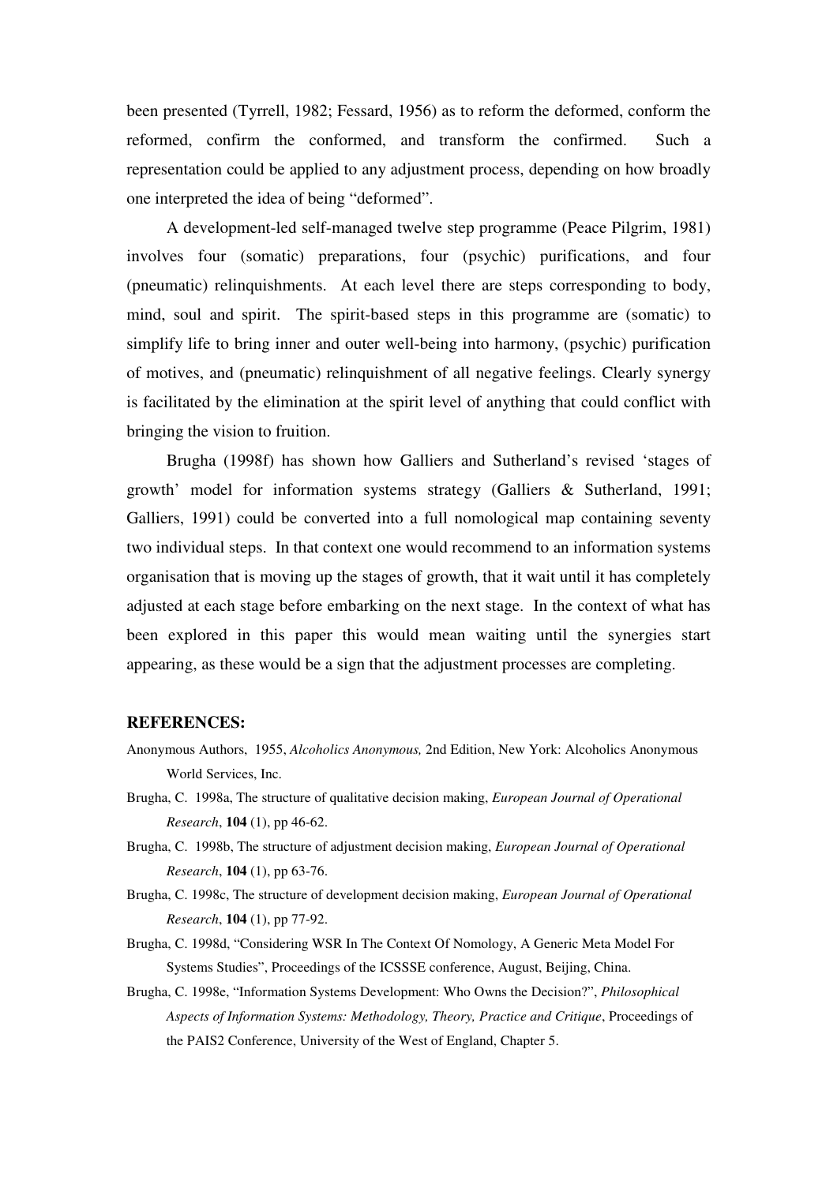been presented (Tyrrell, 1982; Fessard, 1956) as to reform the deformed, conform the reformed, confirm the conformed, and transform the confirmed. Such a representation could be applied to any adjustment process, depending on how broadly one interpreted the idea of being "deformed".

A development-led self-managed twelve step programme (Peace Pilgrim, 1981) involves four (somatic) preparations, four (psychic) purifications, and four (pneumatic) relinquishments. At each level there are steps corresponding to body, mind, soul and spirit. The spirit-based steps in this programme are (somatic) to simplify life to bring inner and outer well-being into harmony, (psychic) purification of motives, and (pneumatic) relinquishment of all negative feelings. Clearly synergy is facilitated by the elimination at the spirit level of anything that could conflict with bringing the vision to fruition.

Brugha (1998f) has shown how Galliers and Sutherland's revised 'stages of growth' model for information systems strategy (Galliers & Sutherland, 1991; Galliers, 1991) could be converted into a full nomological map containing seventy two individual steps. In that context one would recommend to an information systems organisation that is moving up the stages of growth, that it wait until it has completely adjusted at each stage before embarking on the next stage. In the context of what has been explored in this paper this would mean waiting until the synergies start appearing, as these would be a sign that the adjustment processes are completing.

## REFERENCES:

Anonymous Authors, 1955, *Alcoholics Anonymous,* 2nd Edition, New York: Alcoholics Anonymous World Services, Inc.

Brugha, C. 1998a, The structure of qualitative decision making, *European Journal of Operational Research*, **104** (1), pp 46-62.

Brugha, C. 1998b, The structure of adjustment decision making, *European Journal of Operational Research*, **104** (1), pp 63-76.

Brugha, C. 1998c, The structure of development decision making, *European Journal of Operational Research*, **104** (1), pp 77-92.

Brugha, C. 1998d, "Considering WSR In The Context Of Nomology, A Generic Meta Model For Systems Studies", Proceedings of the ICSSSE conference, August, Beijing, China.

Brugha, C. 1998e, "Information Systems Development: Who Owns the Decision?", *Philosophical Aspects of Information Systems: Methodology, Theory, Practice and Critique*, Proceedings of the PAIS2 Conference, University of the West of England, Chapter 5.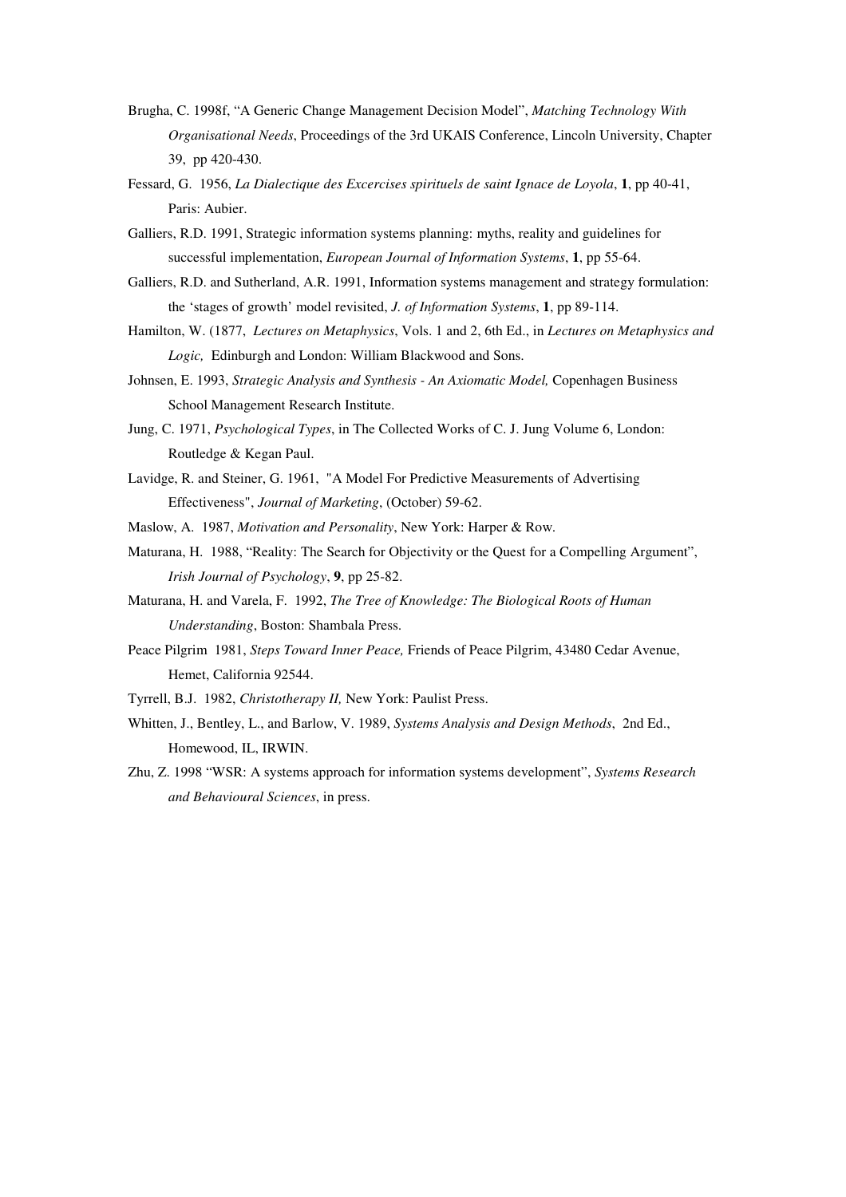Brugha, C. 1998f, “A Generic Change Management Decision Model”, *Matching Technology With Organisational Needs*, Proceedings of the 3rd UKAIS Conference, Lincoln University, Chapter 39, pp 420-430.

Fessard, G. 1956, *La Dialectique des Excercises spirituels de saint Ignace de Loyola*, **1**, pp 40-41, Paris: Aubier.

Galliers, R.D. 1991, Strategic information systems planning: myths, reality and guidelines for successful implementation, *European Journal of Information Systems*, **1**, pp 55-64.

Galliers, R.D. and Sutherland, A.R. 1991, Information systems management and strategy formulation: the ‘stages of growth’ model revisited, *J. of Information Systems*, **1**, pp 89-114.

Hamilton, W. (1877, *Lectures on Metaphysics*, Vols. 1 and 2, 6th Ed., in *Lectures on Metaphysics and Logic,* Edinburgh and London: William Blackwood and Sons.

Johnsen, E. 1993, *Strategic Analysis and Synthesis - An Axiomatic Model,* Copenhagen Business School Management Research Institute.

Jung, C. 1971, *Psychological Types*, in The Collected Works of C. J. Jung Volume 6, London: Routledge & Kegan Paul.

Lavidge, R. and Steiner, G. 1961, "A Model For Predictive Measurements of Advertising Effectiveness", *Journal of Marketing*, (October) 59-62.

Maslow, A. 1987, *Motivation and Personality*, New York: Harper & Row.

Maturana, H. 1988, “Reality: The Search for Objectivity or the Quest for a Compelling Argument”, *Irish Journal of Psychology*, **9**, pp 25-82.

Maturana, H. and Varela, F. 1992, *The Tree of Knowledge: The Biological Roots of Human Understanding*, Boston: Shambala Press.

Peace Pilgrim 1981, *Steps Toward Inner Peace,* Friends of Peace Pilgrim, 43480 Cedar Avenue, Hemet, California 92544.

Tyrrell, B.J. 1982, *Christotherapy II,* New York: Paulist Press.

Whitten, J., Bentley, L., and Barlow, V. 1989, *Systems Analysis and Design Methods*, 2nd Ed., Homewood, IL, IRWIN.

Zhu, Z. 1998 “WSR: A systems approach for information systems development”, *Systems Research and Behavioural Sciences*, in press.